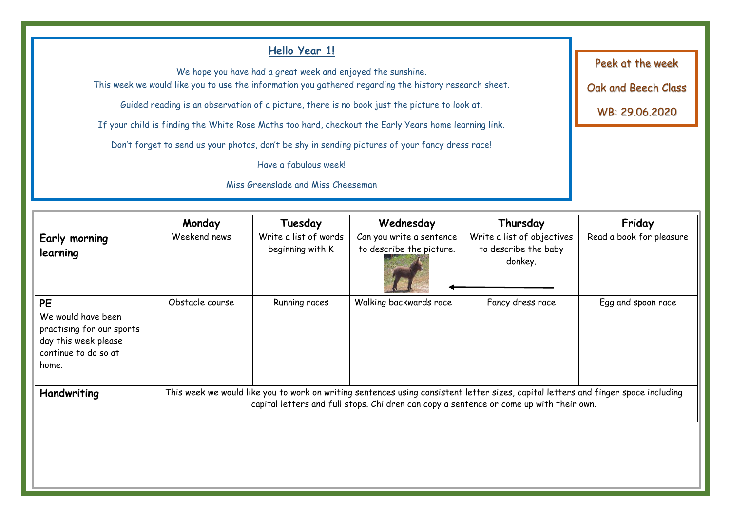## Hello Year 1!

We hope you have had a great week and enjoyed the sunshine.
This week we would like you to use the information you gathered regarding the history research sheet.

Guided reading is an observation of a picture, there is no book just the picture to look at.

If your child is finding the White Rose Maths too hard, checkout the Early Years home learning link.

Don't forget to send us your photos, don't be shy in sending pictures of your fancy dress race!

Have a fabulous week!

Miss Greenslade and Miss Cheeseman

Peek at the week

Oak and Beech Class

WB: 29.06.2020

| | Monday | Tuesday | Wednesday | Thursday | Friday |
|---|---|---|---|---|---|
| **Early morning learning** | Weekend news | Write a list of words beginning with K | Can you write a sentence to describe the picture. | Write a list of objectives to describe the baby donkey. | Read a book for pleasure |
| **PE** We would have been practising for our sports day this week please continue to do so at home. | Obstacle course | Running races | Walking backwards race | Fancy dress race | Egg and spoon race |
| **Handwriting** | This week we would like you to work on writing sentences using consistent letter sizes, capital letters and finger space including capital letters and full stops. Children can copy a sentence or come up with their own. | | | | |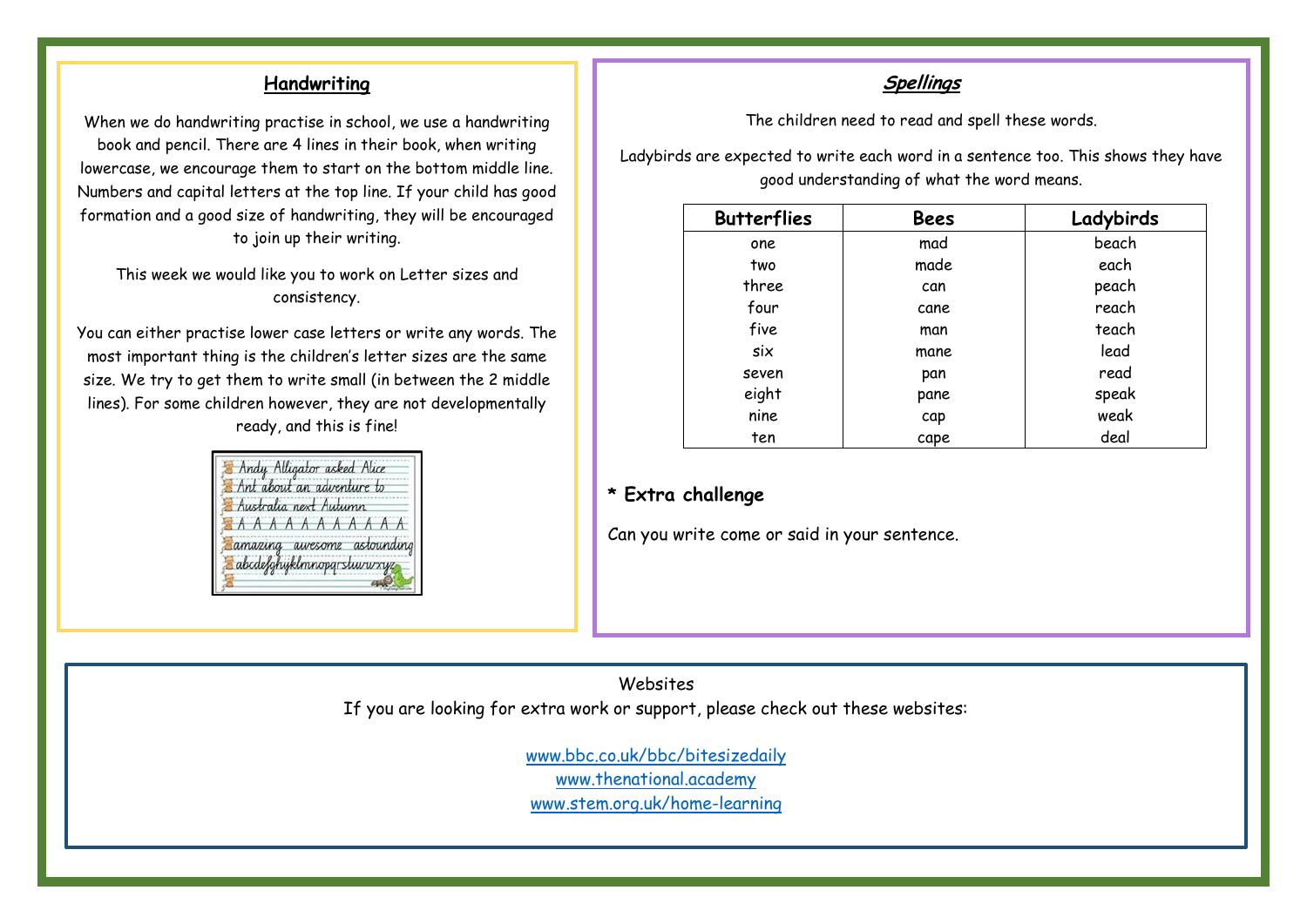## Handwriting

When we do handwriting practise in school, we use a handwriting book and pencil. There are 4 lines in their book, when writing lowercase, we encourage them to start on the bottom middle line. Numbers and capital letters at the top line. If your child has good formation and a good size of handwriting, they will be encouraged to join up their writing.

This week we would like you to work on Letter sizes and consistency.

You can either practise lower case letters or write any words. The most important thing is the children's letter sizes are the same size. We try to get them to write small (in between the 2 middle lines). For some children however, they are not developmentally ready, and this is fine!

## *Spellings*

The children need to read and spell these words.

Ladybirds are expected to write each word in a sentence too. This shows they have good understanding of what the word means.

| Butterflies | Bees | Ladybirds |
|---|---|---|
| one | mad | beach |
| two | made | each |
| three | can | peach |
| four | cane | reach |
| five | man | teach |
| six | mane | lead |
| seven | pan | read |
| eight | pane | speak |
| nine | cap | weak |
| ten | cape | deal |

**\* Extra challenge**

Can you write come or said in your sentence.

Websites

If you are looking for extra work or support, please check out these websites:

www.bbc.co.uk/bbc/bitesizedaily
www.thenational.academy
www.stem.org.uk/home-learning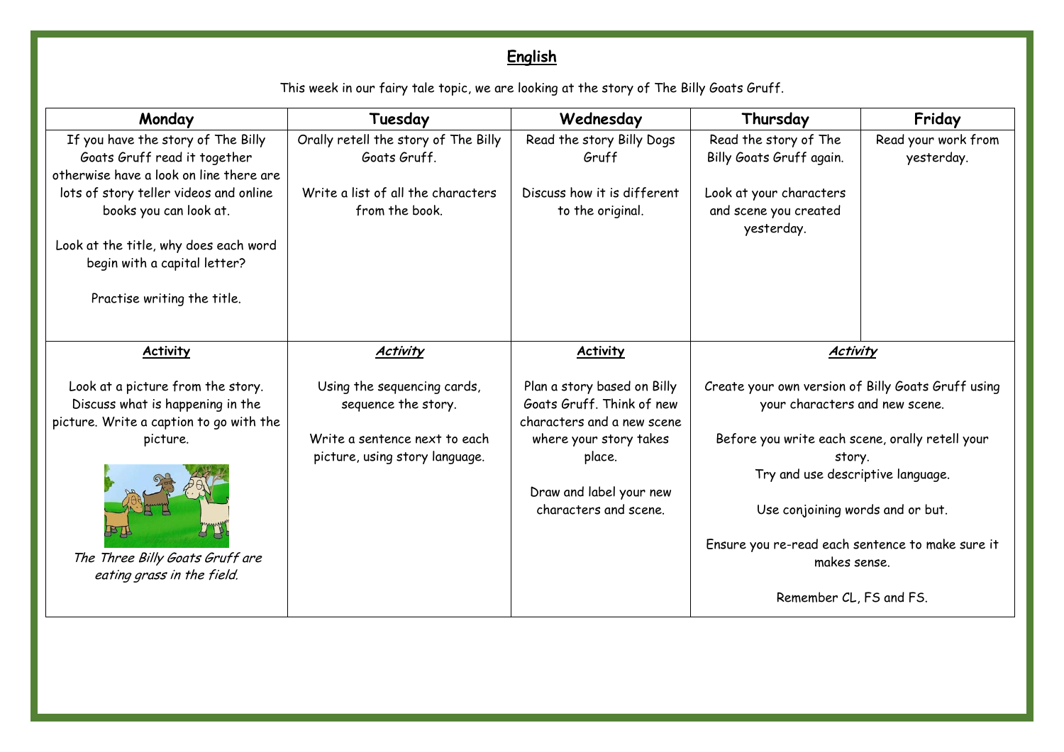## English

This week in our fairy tale topic, we are looking at the story of The Billy Goats Gruff.

| Monday | Tuesday | Wednesday | Thursday | Friday |
|---|---|---|---|---|
| If you have the story of The Billy Goats Gruff read it together otherwise have a look on line there are lots of story teller videos and online books you can look at.<br><br>Look at the title, why does each word begin with a capital letter?<br><br>Practise writing the title. | Orally retell the story of The Billy Goats Gruff.<br><br>Write a list of all the characters from the book. | Read the story Billy Dogs Gruff<br><br>Discuss how it is different to the original. | Read the story of The Billy Goats Gruff again.<br><br>Look at your characters and scene you created yesterday. | Read your work from yesterday. |
| **Activity**<br><br>Look at a picture from the story. Discuss what is happening in the picture. Write a caption to go with the picture.<br><br>*The Three Billy Goats Gruff are eating grass in the field.* | ***Activity***<br><br>Using the sequencing cards, sequence the story.<br><br>Write a sentence next to each picture, using story language. | **Activity**<br><br>Plan a story based on Billy Goats Gruff. Think of new characters and a new scene where your story takes place.<br><br>Draw and label your new characters and scene. | ***Activity***<br><br>Create your own version of Billy Goats Gruff using your characters and new scene.<br><br>Before you write each scene, orally retell your story.<br>Try and use descriptive language.<br><br>Use conjoining words and or but.<br><br>Ensure you re-read each sentence to make sure it makes sense.<br><br>Remember CL, FS and FS. | |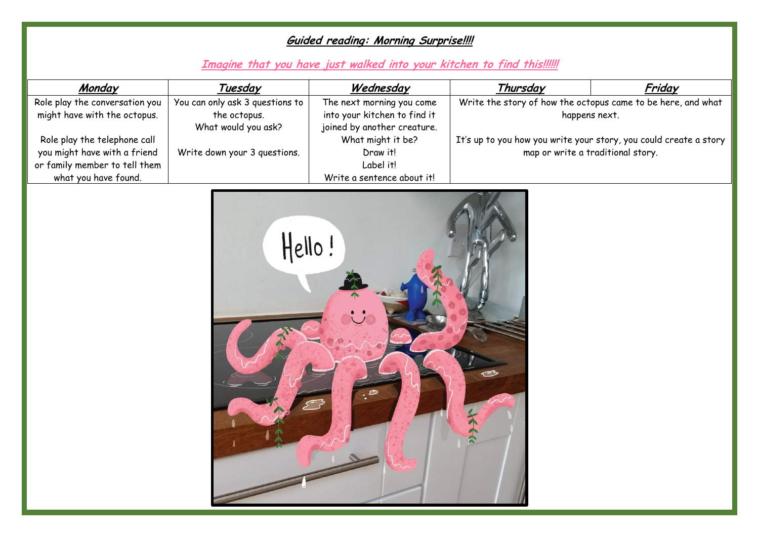**Guided reading: Morning Surprise!!!!**

**Imagine that you have just walked into your kitchen to find this!!!!!!**

| **Monday** | **Tuesday** | **Wednesday** | **Thursday** | **Friday** |
|---|---|---|---|---|
| Role play the conversation you might have with the octopus.<br><br>Role play the telephone call you might have with a friend or family member to tell them what you have found. | You can only ask 3 questions to the octopus.<br>What would you ask?<br><br>Write down your 3 questions. | The next morning you come into your kitchen to find it joined by another creature.<br>What might it be?<br>Draw it!<br>Label it!<br>Write a sentence about it! | Write the story of how the octopus came to be here, and what happens next.<br><br>It's up to you how you write your story, you could create a story map or write a traditional story. | |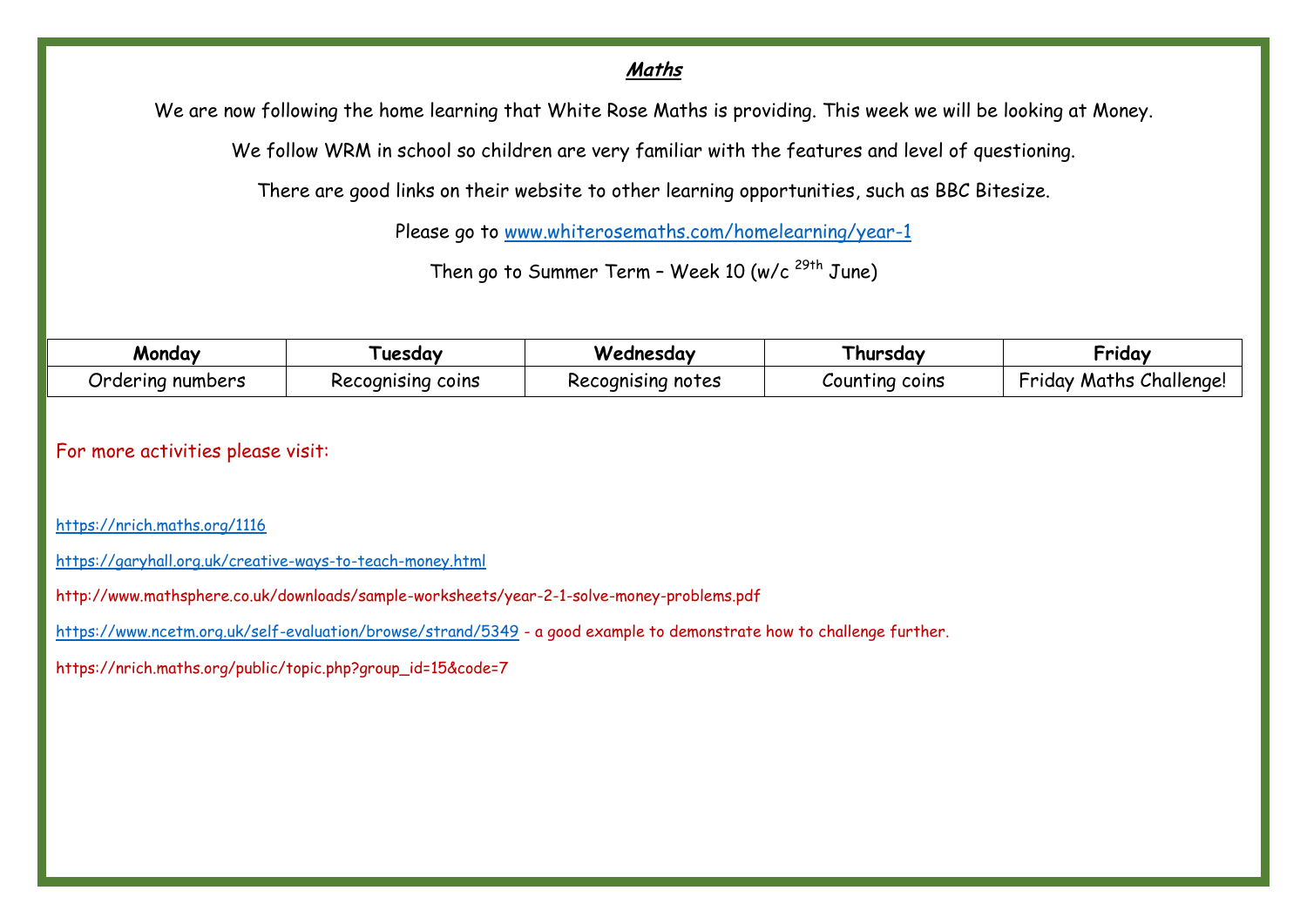## ***Maths***

We are now following the home learning that White Rose Maths is providing. This week we will be looking at Money.

We follow WRM in school so children are very familiar with the features and level of questioning.

There are good links on their website to other learning opportunities, such as BBC Bitesize.

Please go to www.whiterosemaths.com/homelearning/year-1

Then go to Summer Term – Week 10 (w/c 29th June)

| Monday | Tuesday | Wednesday | Thursday | Friday |
|---|---|---|---|---|
| Ordering numbers | Recognising coins | Recognising notes | Counting coins | Friday Maths Challenge! |

For more activities please visit:

https://nrich.maths.org/1116

https://garyhall.org.uk/creative-ways-to-teach-money.html

http://www.mathsphere.co.uk/downloads/sample-worksheets/year-2-1-solve-money-problems.pdf

https://www.ncetm.org.uk/self-evaluation/browse/strand/5349 - a good example to demonstrate how to challenge further.

https://nrich.maths.org/public/topic.php?group_id=15&code=7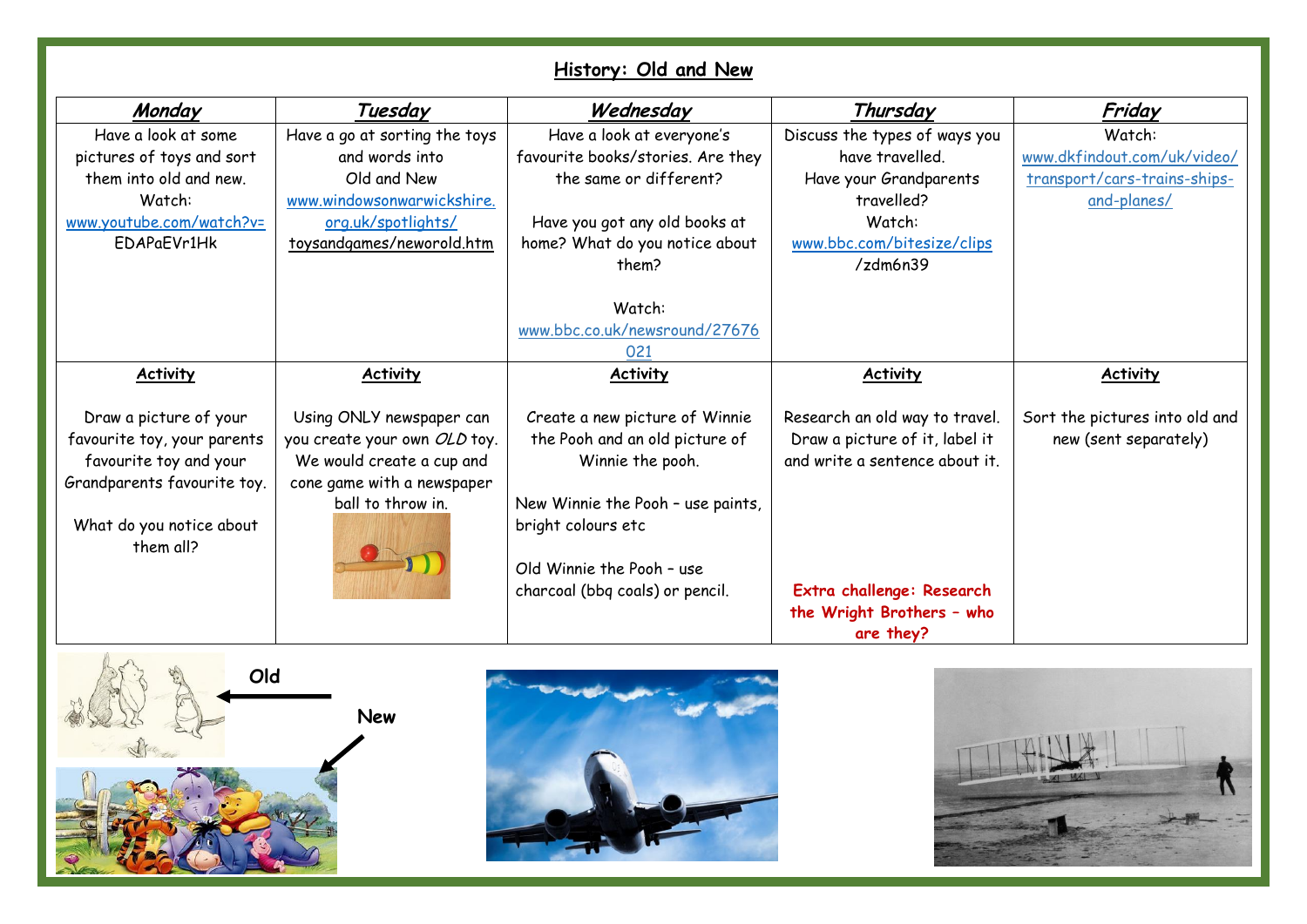## History: Old and New

| *Monday* | *Tuesday* | *Wednesday* | *Thursday* | *Friday* |
|---|---|---|---|---|
| Have a look at some pictures of toys and sort them into old and new. Watch: www.youtube.com/watch?v=EDAPaEVr1Hk | Have a go at sorting the toys and words into Old and New www.windowsonwarwickshire.org.uk/spotlights/toysandgames/neworold.htm | Have a look at everyone's favourite books/stories. Are they the same or different? Have you got any old books at home? What do you notice about them? Watch: www.bbc.co.uk/newsround/27676021 | Discuss the types of ways you have travelled. Have your Grandparents travelled? Watch: www.bbc.com/bitesize/clips/zdm6n39 | Watch: www.dkfindout.com/uk/video/transport/cars-trains-ships-and-planes/ |
| **Activity** Draw a picture of your favourite toy, your parents favourite toy and your Grandparents favourite toy. What do you notice about them all? | **Activity** Using ONLY newspaper can you create your own *OLD* toy. We would create a cup and cone game with a newspaper ball to throw in. | **Activity** Create a new picture of Winnie the Pooh and an old picture of Winnie the pooh. New Winnie the Pooh – use paints, bright colours etc Old Winnie the Pooh – use charcoal (bbq coals) or pencil. | **Activity** Research an old way to travel. Draw a picture of it, label it and write a sentence about it. **Extra challenge: Research the Wright Brothers – who are they?** | **Activity** Sort the pictures into old and new (sent separately) |

**Old**

**New**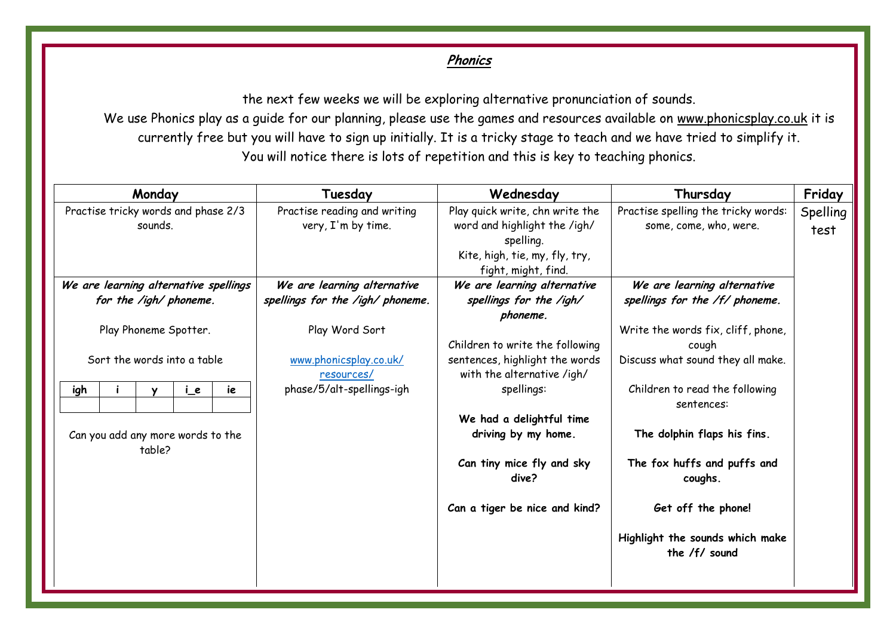# Phonics

the next few weeks we will be exploring alternative pronunciation of sounds.
We use Phonics play as a guide for our planning, please use the games and resources available on www.phonicsplay.co.uk it is currently free but you will have to sign up initially. It is a tricky stage to teach and we have tried to simplify it.
You will notice there is lots of repetition and this is key to teaching phonics.

| Monday | Tuesday | Wednesday | Thursday | Friday |
|---|---|---|---|---|
| Practise tricky words and phase 2/3 sounds. | Practise reading and writing very, I'm by time. | Play quick write, chn write the word and highlight the /igh/ spelling.<br>Kite, high, tie, my, fly, try, fight, might, find. | Practise spelling the tricky words: some, come, who, were. | Spelling test |
| ***We are learning alternative spellings for the /igh/ phoneme.***<br><br>Play Phoneme Spotter.<br><br>Sort the words into a table<br><br>**igh** \| **i** \| **y** \| **i_e** \| **ie**<br><br>Can you add any more words to the table? | ***We are learning alternative spellings for the /igh/ phoneme.***<br><br>Play Word Sort<br><br>www.phonicsplay.co.uk/resources/phase/5/alt-spellings-igh | ***We are learning alternative spellings for the /igh/ phoneme.***<br><br>Children to write the following sentences, highlight the words with the alternative /igh/ spellings:<br><br>**We had a delightful time driving by my home.**<br><br>**Can tiny mice fly and sky dive?**<br><br>**Can a tiger be nice and kind?** | ***We are learning alternative spellings for the /f/ phoneme.***<br><br>Write the words fix, cliff, phone, cough<br>Discuss what sound they all make.<br><br>Children to read the following sentences:<br><br>**The dolphin flaps his fins.**<br><br>**The fox huffs and puffs and coughs.**<br><br>**Get off the phone!**<br><br>**Highlight the sounds which make the /f/ sound** | |